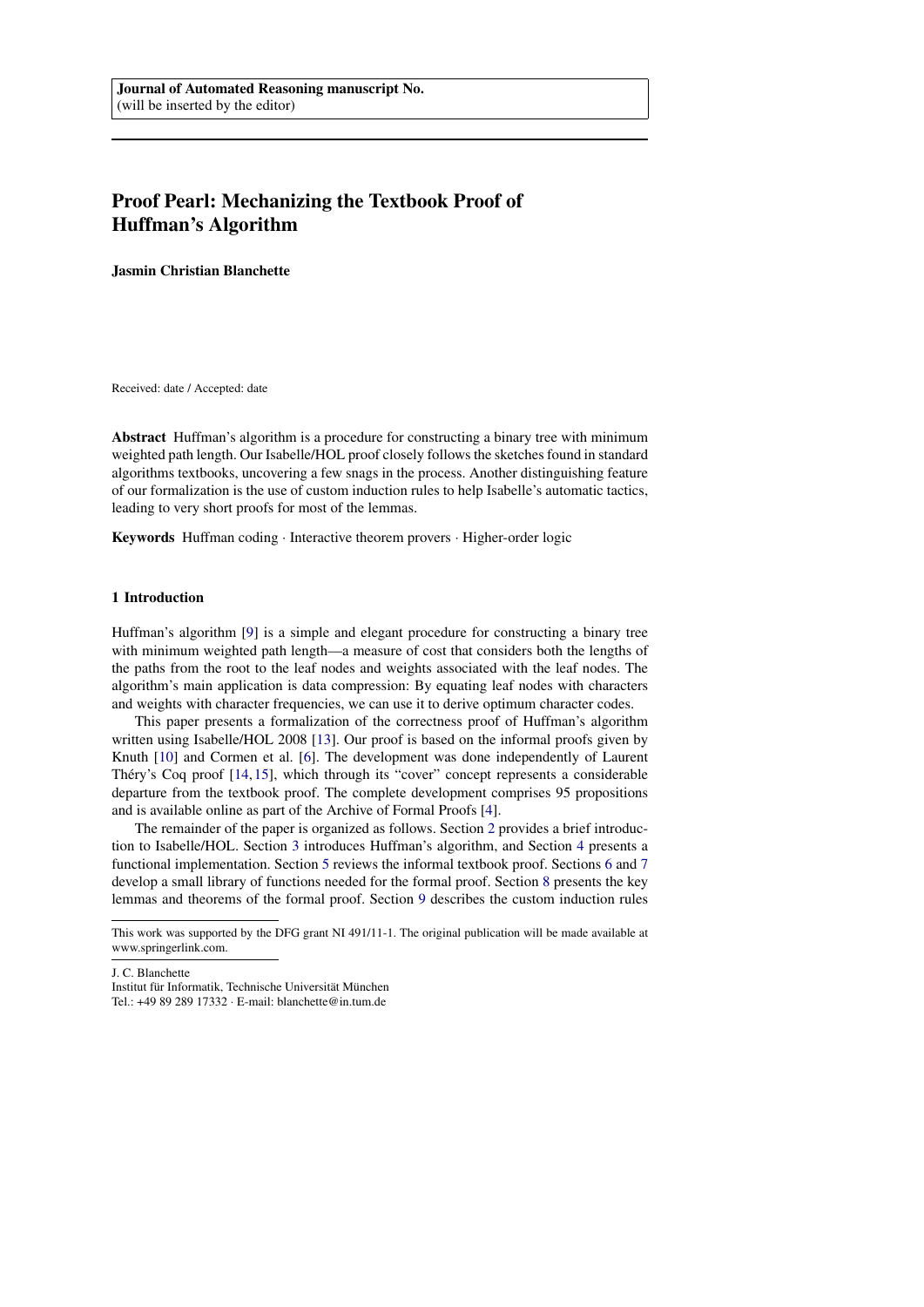Journal of Automated Reasoning manuscript No.
(will be inserted by the editor)

# Proof Pearl: Mechanizing the Textbook Proof of Huffman's Algorithm

**Jasmin Christian Blanchette**

Received: date / Accepted: date

**Abstract** Huffman's algorithm is a procedure for constructing a binary tree with minimum weighted path length. Our Isabelle/HOL proof closely follows the sketches found in standard algorithms textbooks, uncovering a few snags in the process. Another distinguishing feature of our formalization is the use of custom induction rules to help Isabelle's automatic tactics, leading to very short proofs for most of the lemmas.

**Keywords** Huffman coding · Interactive theorem provers · Higher-order logic

## 1 Introduction

Huffman's algorithm [9] is a simple and elegant procedure for constructing a binary tree with minimum weighted path length—a measure of cost that considers both the lengths of the paths from the root to the leaf nodes and weights associated with the leaf nodes. The algorithm's main application is data compression: By equating leaf nodes with characters and weights with character frequencies, we can use it to derive optimum character codes.

This paper presents a formalization of the correctness proof of Huffman's algorithm written using Isabelle/HOL 2008 [13]. Our proof is based on the informal proofs given by Knuth [10] and Cormen et al. [6]. The development was done independently of Laurent Théry's Coq proof [14,15], which through its "cover" concept represents a considerable departure from the textbook proof. The complete development comprises 95 propositions and is available online as part of the Archive of Formal Proofs [4].

The remainder of the paper is organized as follows. Section 2 provides a brief introduction to Isabelle/HOL. Section 3 introduces Huffman's algorithm, and Section 4 presents a functional implementation. Section 5 reviews the informal textbook proof. Sections 6 and 7 develop a small library of functions needed for the formal proof. Section 8 presents the key lemmas and theorems of the formal proof. Section 9 describes the custom induction rules

This work was supported by the DFG grant NI 491/11-1. The original publication will be made available at www.springerlink.com.

J. C. Blanchette
Institut für Informatik, Technische Universität München
Tel.: +49 89 289 17332 · E-mail: blanchette@in.tum.de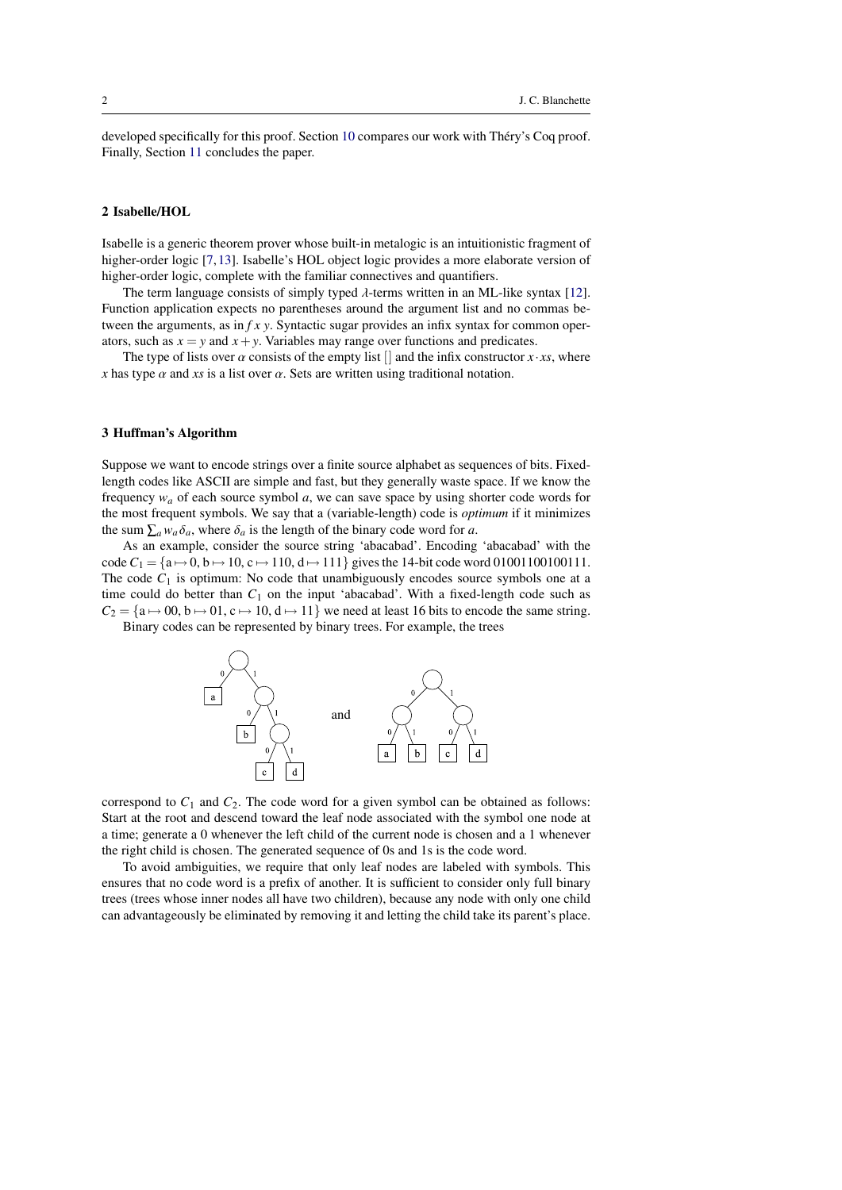developed specifically for this proof. Section 10 compares our work with Théry's Coq proof. Finally, Section 11 concludes the paper.

## 2 Isabelle/HOL

Isabelle is a generic theorem prover whose built-in metalogic is an intuitionistic fragment of higher-order logic [7, 13]. Isabelle's HOL object logic provides a more elaborate version of higher-order logic, complete with the familiar connectives and quantifiers.

The term language consists of simply typed $\lambda$-terms written in an ML-like syntax [12]. Function application expects no parentheses around the argument list and no commas between the arguments, as in $f\ x\ y$. Syntactic sugar provides an infix syntax for common operators, such as $x = y$ and $x + y$. Variables may range over functions and predicates.

The type of lists over $\alpha$ consists of the empty list $[]$ and the infix constructor $x \cdot xs$, where $x$ has type $\alpha$ and $xs$ is a list over $\alpha$. Sets are written using traditional notation.

## 3 Huffman's Algorithm

Suppose we want to encode strings over a finite source alphabet as sequences of bits. Fixed-length codes like ASCII are simple and fast, but they generally waste space. If we know the frequency $w_a$ of each source symbol $a$, we can save space by using shorter code words for the most frequent symbols. We say that a (variable-length) code is *optimum* if it minimizes the sum $\sum_a w_a \delta_a$, where $\delta_a$ is the length of the binary code word for $a$.

As an example, consider the source string 'abacabad'. Encoding 'abacabad' with the code $C_1 = \{\mathrm{a} \mapsto 0, \mathrm{b} \mapsto 10, \mathrm{c} \mapsto 110, \mathrm{d} \mapsto 111\}$ gives the 14-bit code word 01001100100111. The code $C_1$ is optimum: No code that unambiguously encodes source symbols one at a time could do better than $C_1$ on the input 'abacabad'. With a fixed-length code such as $C_2 = \{\mathrm{a} \mapsto 00, \mathrm{b} \mapsto 01, \mathrm{c} \mapsto 10, \mathrm{d} \mapsto 11\}$ we need at least 16 bits to encode the same string.

Binary codes can be represented by binary trees. For example, the trees

and

correspond to $C_1$ and $C_2$. The code word for a given symbol can be obtained as follows: Start at the root and descend toward the leaf node associated with the symbol one node at a time; generate a 0 whenever the left child of the current node is chosen and a 1 whenever the right child is chosen. The generated sequence of 0s and 1s is the code word.

To avoid ambiguities, we require that only leaf nodes are labeled with symbols. This ensures that no code word is a prefix of another. It is sufficient to consider only full binary trees (trees whose inner nodes all have two children), because any node with only one child can advantageously be eliminated by removing it and letting the child take its parent's place.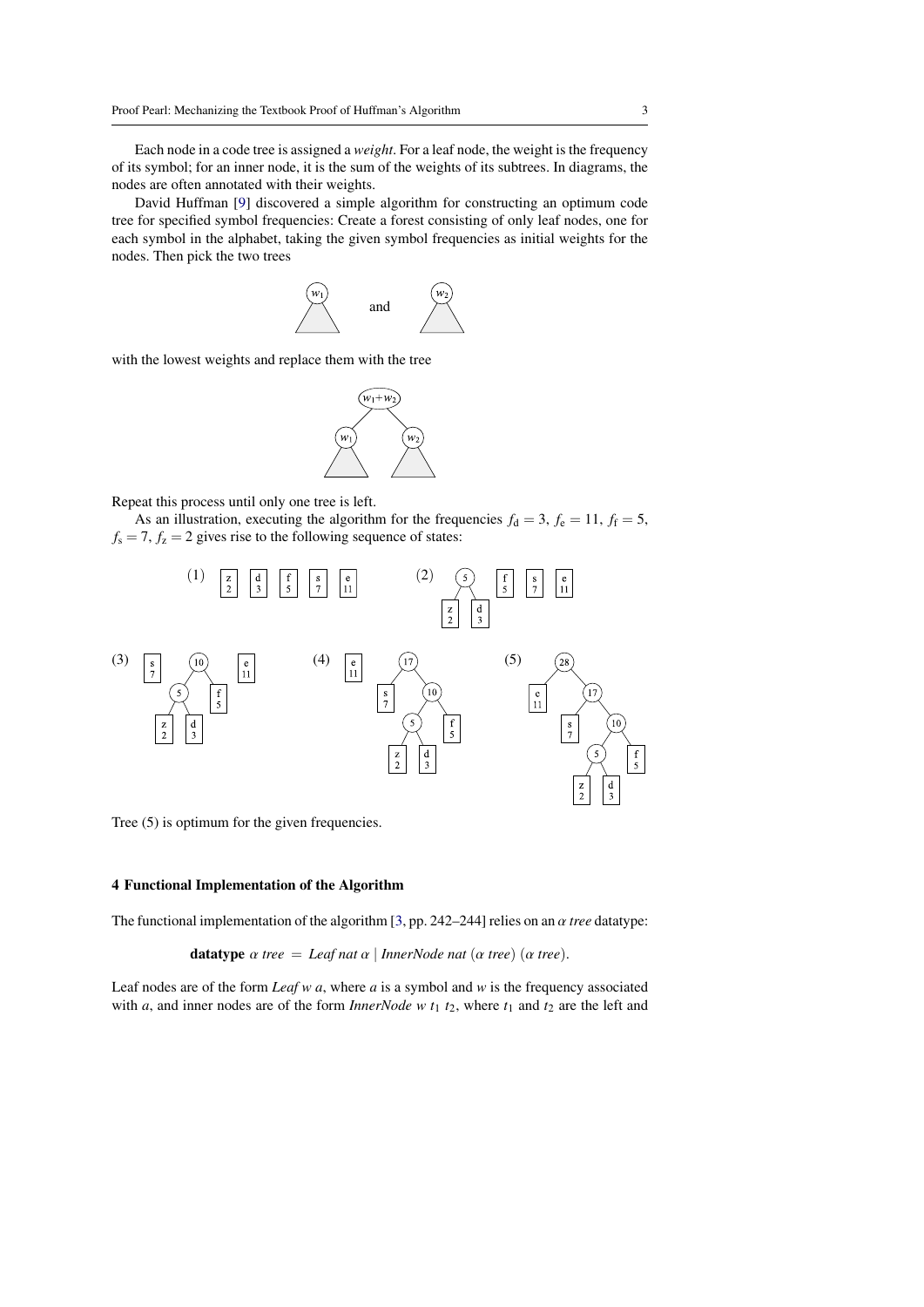Each node in a code tree is assigned a *weight*. For a leaf node, the weight is the frequency of its symbol; for an inner node, it is the sum of the weights of its subtrees. In diagrams, the nodes are often annotated with their weights.

David Huffman [9] discovered a simple algorithm for constructing an optimum code tree for specified symbol frequencies: Create a forest consisting of only leaf nodes, one for each symbol in the alphabet, taking the given symbol frequencies as initial weights for the nodes. Then pick the two trees

$w_1$ and $w_2$

with the lowest weights and replace them with the tree

$w_1 + w_2$

Repeat this process until only one tree is left.

As an illustration, executing the algorithm for the frequencies $f_\mathrm{d} = 3$, $f_\mathrm{e} = 11$, $f_\mathrm{f} = 5$, $f_\mathrm{s} = 7$, $f_\mathrm{z} = 2$ gives rise to the following sequence of states:

(1) (2) (3) (4) (5)

Tree (5) is optimum for the given frequencies.

## 4 Functional Implementation of the Algorithm

The functional implementation of the algorithm [3, pp. 242–244] relies on an $\alpha$ *tree* datatype:

**datatype** $\alpha$ *tree* = *Leaf nat* $\alpha$ | *InnerNode nat* ($\alpha$ *tree*) ($\alpha$ *tree*).

Leaf nodes are of the form *Leaf w a*, where *a* is a symbol and *w* is the frequency associated with *a*, and inner nodes are of the form *InnerNode w* $t_1$ $t_2$, where $t_1$ and $t_2$ are the left and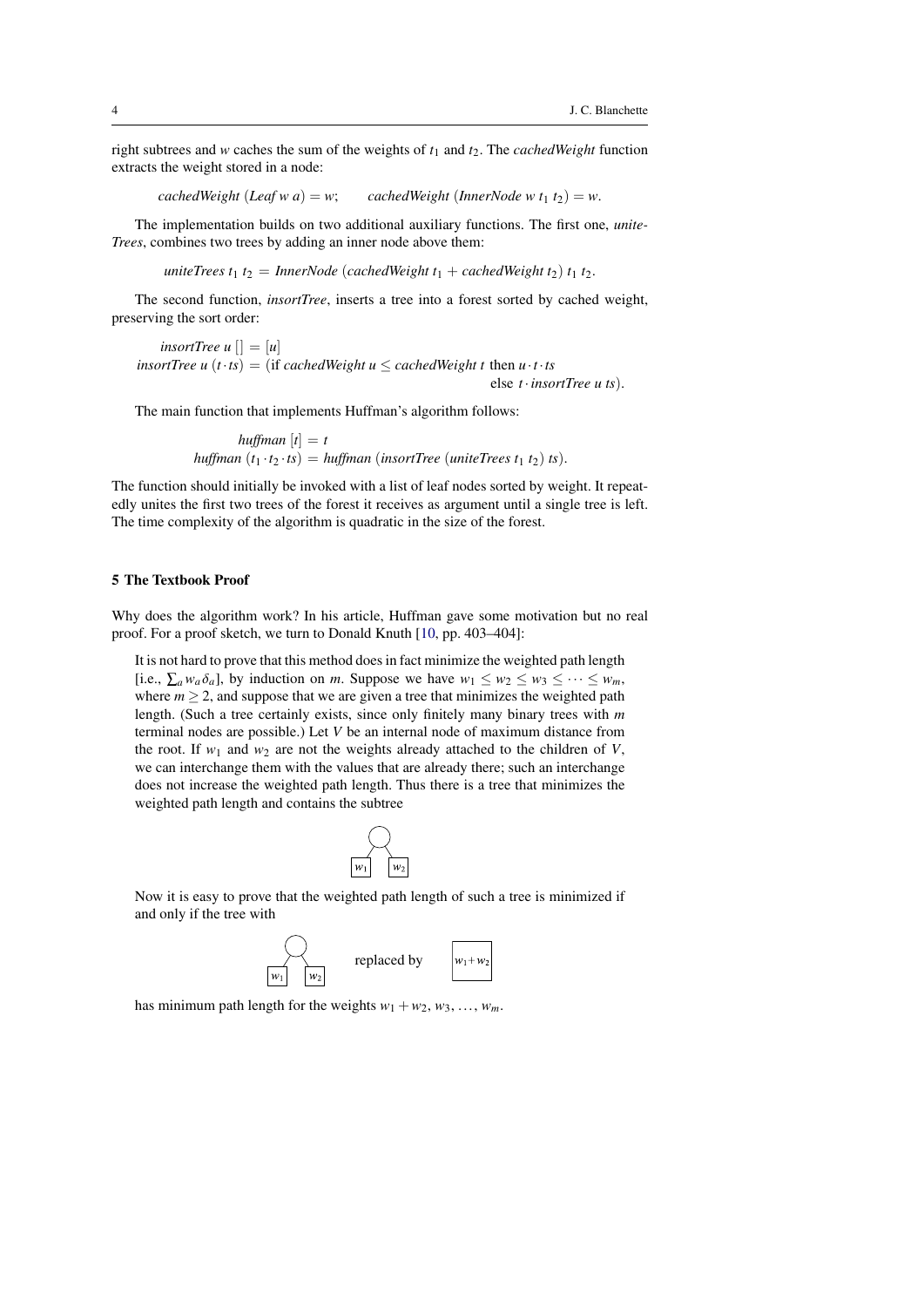right subtrees and $w$ caches the sum of the weights of $t_1$ and $t_2$. The *cachedWeight* function extracts the weight stored in a node:

$$\textit{cachedWeight}\ (\textit{Leaf}\ w\ a) = w; \qquad \textit{cachedWeight}\ (\textit{InnerNode}\ w\ t_1\ t_2) = w.$$

The implementation builds on two additional auxiliary functions. The first one, *uniteTrees*, combines two trees by adding an inner node above them:

$$\textit{uniteTrees}\ t_1\ t_2 = \textit{InnerNode}\ (\textit{cachedWeight}\ t_1 + \textit{cachedWeight}\ t_2)\ t_1\ t_2.$$

The second function, *insortTree*, inserts a tree into a forest sorted by cached weight, preserving the sort order:

$$\begin{aligned}
\textit{insortTree}\ u\ [] &= [u] \\
\textit{insortTree}\ u\ (t \cdot ts) &= (\text{if } \textit{cachedWeight}\ u \leq \textit{cachedWeight}\ t \text{ then } u \cdot t \cdot ts \\
&\qquad\qquad\qquad\qquad\qquad\qquad \text{else } t \cdot \textit{insortTree}\ u\ ts).
\end{aligned}$$

The main function that implements Huffman's algorithm follows:

$$\begin{aligned}
\textit{huffman}\ [t] &= t \\
\textit{huffman}\ (t_1 \cdot t_2 \cdot ts) &= \textit{huffman}\ (\textit{insortTree}\ (\textit{uniteTrees}\ t_1\ t_2)\ ts).
\end{aligned}$$

The function should initially be invoked with a list of leaf nodes sorted by weight. It repeatedly unites the first two trees of the forest it receives as argument until a single tree is left. The time complexity of the algorithm is quadratic in the size of the forest.

## 5 The Textbook Proof

Why does the algorithm work? In his article, Huffman gave some motivation but no real proof. For a proof sketch, we turn to Donald Knuth [10, pp. 403–404]:

> It is not hard to prove that this method does in fact minimize the weighted path length [i.e., $\sum_a w_a \delta_a$], by induction on $m$. Suppose we have $w_1 \leq w_2 \leq w_3 \leq \cdots \leq w_m$, where $m \geq 2$, and suppose that we are given a tree that minimizes the weighted path length. (Such a tree certainly exists, since only finitely many binary trees with $m$ terminal nodes are possible.) Let $V$ be an internal node of maximum distance from the root. If $w_1$ and $w_2$ are not the weights already attached to the children of $V$, we can interchange them with the values that are already there; such an interchange does not increase the weighted path length. Thus there is a tree that minimizes the weighted path length and contains the subtree
>
> [tree: internal node with leaf children $w_1$ and $w_2$]
>
> Now it is easy to prove that the weighted path length of such a tree is minimized if and only if the tree with
>
> [tree: internal node with leaf children $w_1$ and $w_2$] replaced by [leaf $w_1 + w_2$]
>
> has minimum path length for the weights $w_1 + w_2$, $w_3$, …, $w_m$.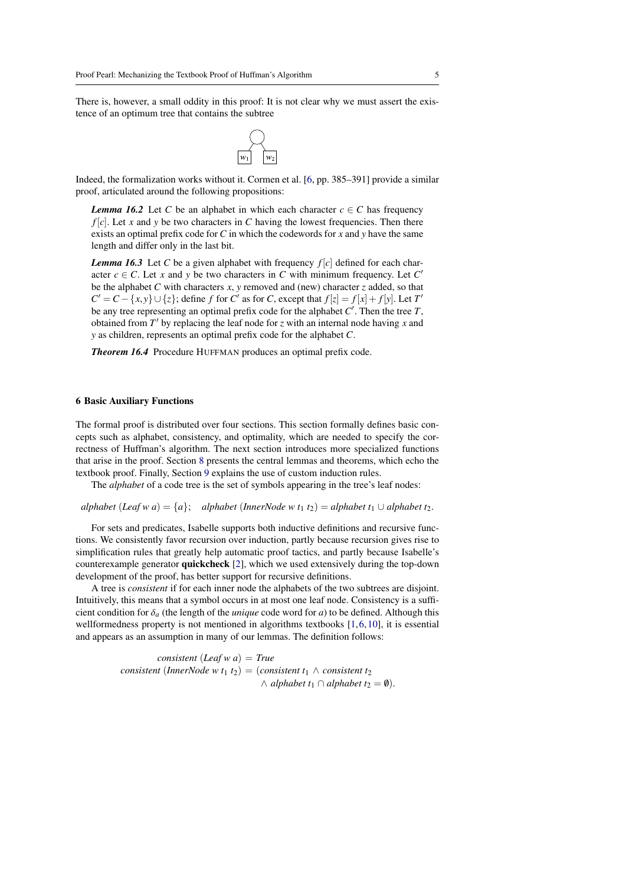There is, however, a small oddity in this proof: It is not clear why we must assert the existence of an optimum tree that contains the subtree

Indeed, the formalization works without it. Cormen et al. [6, pp. 385–391] provide a similar proof, articulated around the following propositions:

> ***Lemma 16.2*** Let $C$ be an alphabet in which each character $c \in C$ has frequency $f[c]$. Let $x$ and $y$ be two characters in $C$ having the lowest frequencies. Then there exists an optimal prefix code for $C$ in which the codewords for $x$ and $y$ have the same length and differ only in the last bit.
>
> ***Lemma 16.3*** Let $C$ be a given alphabet with frequency $f[c]$ defined for each character $c \in C$. Let $x$ and $y$ be two characters in $C$ with minimum frequency. Let $C'$ be the alphabet $C$ with characters $x$, $y$ removed and (new) character $z$ added, so that $C' = C - \{x, y\} \cup \{z\}$; define $f$ for $C'$ as for $C$, except that $f[z] = f[x] + f[y]$. Let $T'$ be any tree representing an optimal prefix code for the alphabet $C'$. Then the tree $T$, obtained from $T'$ by replacing the leaf node for $z$ with an internal node having $x$ and $y$ as children, represents an optimal prefix code for the alphabet $C$.
>
> ***Theorem 16.4*** Procedure HUFFMAN produces an optimal prefix code.

### 6 Basic Auxiliary Functions

The formal proof is distributed over four sections. This section formally defines basic concepts such as alphabet, consistency, and optimality, which are needed to specify the correctness of Huffman's algorithm. The next section introduces more specialized functions that arise in the proof. Section 8 presents the central lemmas and theorems, which echo the textbook proof. Finally, Section 9 explains the use of custom induction rules.

The *alphabet* of a code tree is the set of symbols appearing in the tree's leaf nodes:

$$\textit{alphabet}\ (\textit{Leaf}\ w\ a) = \{a\}; \quad \textit{alphabet}\ (\textit{InnerNode}\ w\ t_1\ t_2) = \textit{alphabet}\ t_1 \cup \textit{alphabet}\ t_2.$$

For sets and predicates, Isabelle supports both inductive definitions and recursive functions. We consistently favor recursion over induction, partly because recursion gives rise to simplification rules that greatly help automatic proof tactics, and partly because Isabelle's counterexample generator **quickcheck** [2], which we used extensively during the top-down development of the proof, has better support for recursive definitions.

A tree is *consistent* if for each inner node the alphabets of the two subtrees are disjoint. Intuitively, this means that a symbol occurs in at most one leaf node. Consistency is a sufficient condition for $\delta_a$ (the length of the *unique* code word for $a$) to be defined. Although this wellformedness property is not mentioned in algorithms textbooks [1,6,10], it is essential and appears as an assumption in many of our lemmas. The definition follows:

$$\begin{aligned}
\textit{consistent}\ (\textit{Leaf}\ w\ a) &= \textit{True} \\
\textit{consistent}\ (\textit{InnerNode}\ w\ t_1\ t_2) &= (\textit{consistent}\ t_1 \wedge \textit{consistent}\ t_2 \\
&\qquad \wedge\ \textit{alphabet}\ t_1 \cap \textit{alphabet}\ t_2 = \emptyset).
\end{aligned}$$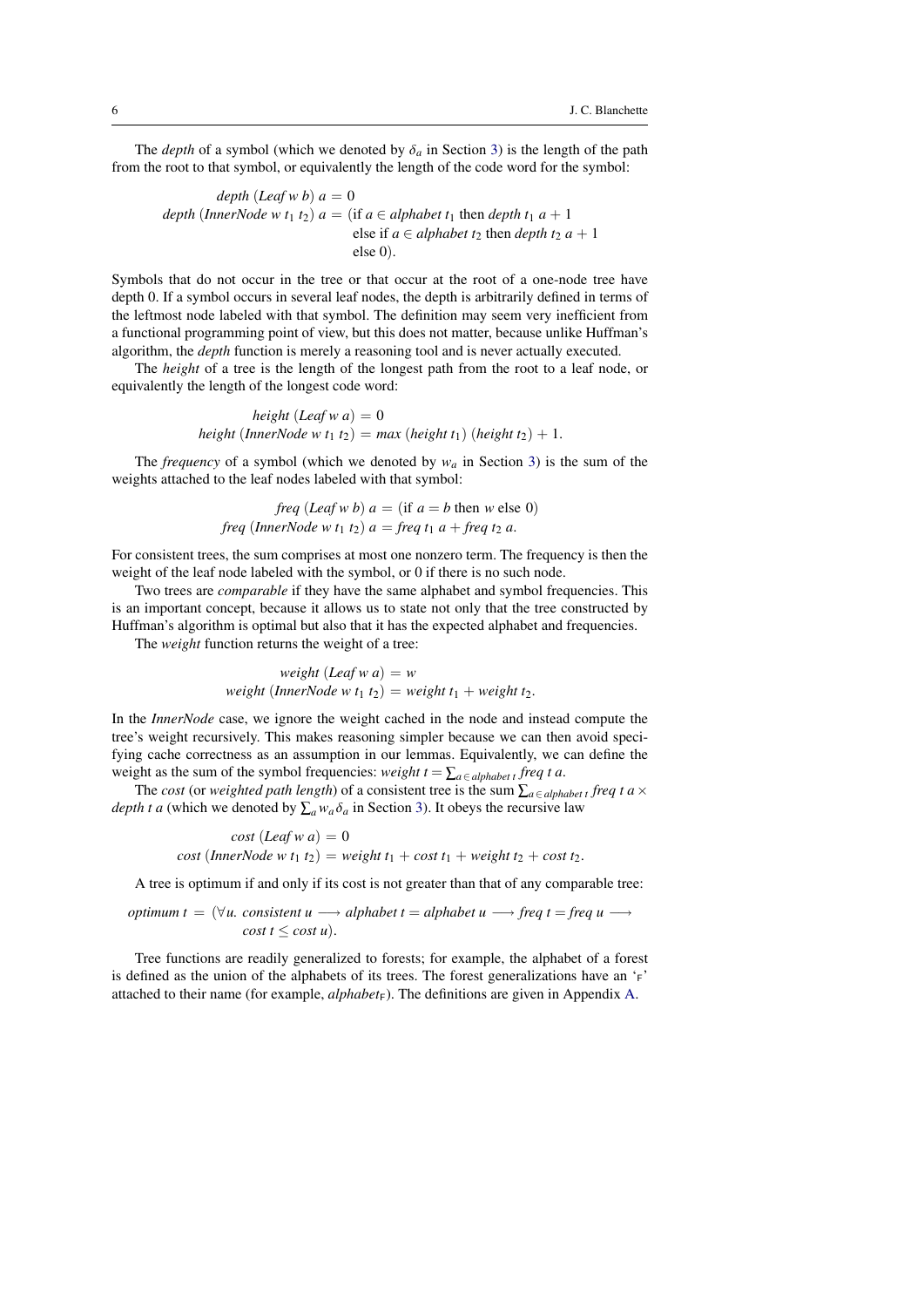The *depth* of a symbol (which we denoted by $\delta_a$ in Section 3) is the length of the path from the root to that symbol, or equivalently the length of the code word for the symbol:

$$
\begin{aligned}
&\textit{depth}\ (\textit{Leaf}\ w\ b)\ a = 0\\
&\textit{depth}\ (\textit{InnerNode}\ w\ t_1\ t_2)\ a = (\text{if } a \in \textit{alphabet}\ t_1 \text{ then } \textit{depth}\ t_1\ a + 1\\
&\qquad\qquad\text{else if } a \in \textit{alphabet}\ t_2 \text{ then } \textit{depth}\ t_2\ a + 1\\
&\qquad\qquad\text{else } 0).
\end{aligned}
$$

Symbols that do not occur in the tree or that occur at the root of a one-node tree have depth 0. If a symbol occurs in several leaf nodes, the depth is arbitrarily defined in terms of the leftmost node labeled with that symbol. The definition may seem very inefficient from a functional programming point of view, but this does not matter, because unlike Huffman's algorithm, the *depth* function is merely a reasoning tool and is never actually executed.

The *height* of a tree is the length of the longest path from the root to a leaf node, or equivalently the length of the longest code word:

$$
\begin{aligned}
&\textit{height}\ (\textit{Leaf}\ w\ a) = 0\\
&\textit{height}\ (\textit{InnerNode}\ w\ t_1\ t_2) = \textit{max}\ (\textit{height}\ t_1)\ (\textit{height}\ t_2) + 1.
\end{aligned}
$$

The *frequency* of a symbol (which we denoted by $w_a$ in Section 3) is the sum of the weights attached to the leaf nodes labeled with that symbol:

$$
\begin{aligned}
&\textit{freq}\ (\textit{Leaf}\ w\ b)\ a = (\text{if } a = b \text{ then } w \text{ else } 0)\\
&\textit{freq}\ (\textit{InnerNode}\ w\ t_1\ t_2)\ a = \textit{freq}\ t_1\ a + \textit{freq}\ t_2\ a.
\end{aligned}
$$

For consistent trees, the sum comprises at most one nonzero term. The frequency is then the weight of the leaf node labeled with the symbol, or 0 if there is no such node.

Two trees are *comparable* if they have the same alphabet and symbol frequencies. This is an important concept, because it allows us to state not only that the tree constructed by Huffman's algorithm is optimal but also that it has the expected alphabet and frequencies.

The *weight* function returns the weight of a tree:

$$
\begin{aligned}
&\textit{weight}\ (\textit{Leaf}\ w\ a) = w\\
&\textit{weight}\ (\textit{InnerNode}\ w\ t_1\ t_2) = \textit{weight}\ t_1 + \textit{weight}\ t_2.
\end{aligned}
$$

In the *InnerNode* case, we ignore the weight cached in the node and instead compute the tree's weight recursively. This makes reasoning simpler because we can then avoid specifying cache correctness as an assumption in our lemmas. Equivalently, we can define the weight as the sum of the symbol frequencies: $\textit{weight}\ t = \sum_{a \in \textit{alphabet}\ t} \textit{freq}\ t\ a$.

The *cost* (or *weighted path length*) of a consistent tree is the sum $\sum_{a \in \textit{alphabet}\ t} \textit{freq}\ t\ a \times \textit{depth}\ t\ a$ (which we denoted by $\sum_a w_a \delta_a$ in Section 3). It obeys the recursive law

$$
\begin{aligned}
&\textit{cost}\ (\textit{Leaf}\ w\ a) = 0\\
&\textit{cost}\ (\textit{InnerNode}\ w\ t_1\ t_2) = \textit{weight}\ t_1 + \textit{cost}\ t_1 + \textit{weight}\ t_2 + \textit{cost}\ t_2.
\end{aligned}
$$

A tree is optimum if and only if its cost is not greater than that of any comparable tree:

$$
\begin{aligned}
\textit{optimum}\ t = (&\forall u.\ \textit{consistent}\ u \longrightarrow \textit{alphabet}\ t = \textit{alphabet}\ u \longrightarrow \textit{freq}\ t = \textit{freq}\ u \longrightarrow\\
&\textit{cost}\ t \le \textit{cost}\ u).
\end{aligned}
$$

Tree functions are readily generalized to forests; for example, the alphabet of a forest is defined as the union of the alphabets of its trees. The forest generalizations have an '$_\mathsf{F}$' attached to their name (for example, $\textit{alphabet}_\mathsf{F}$). The definitions are given in Appendix A.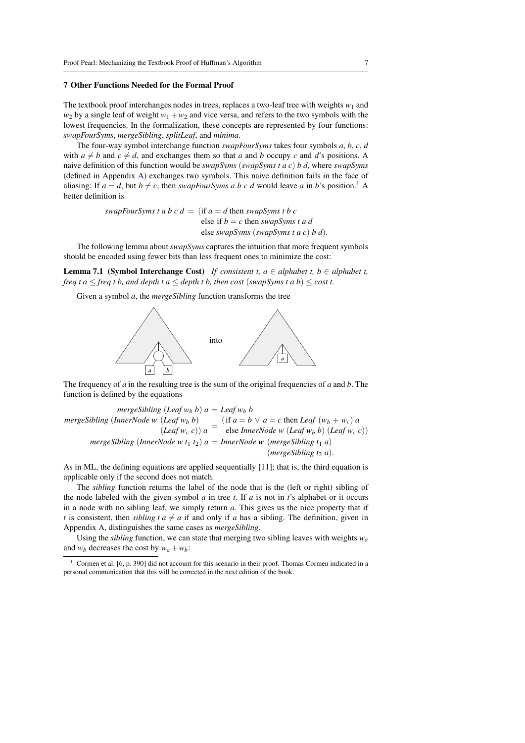## 7 Other Functions Needed for the Formal Proof

The textbook proof interchanges nodes in trees, replaces a two-leaf tree with weights $w_1$ and $w_2$ by a single leaf of weight $w_1 + w_2$ and vice versa, and refers to the two symbols with the lowest frequencies. In the formalization, these concepts are represented by four functions: *swapFourSyms*, *mergeSibling*, *splitLeaf*, and *minima*.

The four-way symbol interchange function *swapFourSyms* takes four symbols $a$, $b$, $c$, $d$ with $a \neq b$ and $c \neq d$, and exchanges them so that $a$ and $b$ occupy $c$ and $d$'s positions. A naive definition of this function would be *swapSyms* (*swapSyms t a c*) *b d*, where *swapSyms* (defined in Appendix A) exchanges two symbols. This naive definition fails in the face of aliasing: If $a = d$, but $b \neq c$, then *swapFourSyms a b c d* would leave $a$ in $b$'s position.[1] A better definition is

$$\textit{swapFourSyms } t\ a\ b\ c\ d \;=\; \begin{array}{l}(\text{if } a = d \text{ then } \textit{swapSyms } t\ b\ c \\ \ \text{else if } b = c \text{ then } \textit{swapSyms } t\ a\ d \\ \ \text{else } \textit{swapSyms } (\textit{swapSyms } t\ a\ c)\ b\ d).\end{array}$$

The following lemma about *swapSyms* captures the intuition that more frequent symbols should be encoded using fewer bits than less frequent ones to minimize the cost:

**Lemma 7.1 (Symbol Interchange Cost)** *If consistent t, $a \in$ alphabet t, $b \in$ alphabet t, freq t a $\leq$ freq t b, and depth t a $\leq$ depth t b, then cost (swapSyms t a b) $\leq$ cost t.*

Given a symbol $a$, the *mergeSibling* function transforms the tree

into

The frequency of $a$ in the resulting tree is the sum of the original frequencies of $a$ and $b$. The function is defined by the equations

$$\begin{array}{rcl} \textit{mergeSibling } (\textit{Leaf } w_b\ b)\ a &=& \textit{Leaf } w_b\ b \\ \textit{mergeSibling } (\textit{InnerNode } w\ (\textit{Leaf } w_b\ b) & & (\text{if } a = b \lor a = c \text{ then } \textit{Leaf } (w_b + w_c)\ a \\ (\textit{Leaf } w_c\ c))\ a &=& \ \text{else } \textit{InnerNode } w\ (\textit{Leaf } w_b\ b)\ (\textit{Leaf } w_c\ c)) \\ \textit{mergeSibling } (\textit{InnerNode } w\ t_1\ t_2)\ a &=& \textit{InnerNode } w\ (\textit{mergeSibling } t_1\ a) \\ & & \qquad (\textit{mergeSibling } t_2\ a). \end{array}$$

As in ML, the defining equations are applied sequentially [11]; that is, the third equation is applicable only if the second does not match.

The *sibling* function returns the label of the node that is the (left or right) sibling of the node labeled with the given symbol $a$ in tree $t$. If $a$ is not in $t$'s alphabet or it occurs in a node with no sibling leaf, we simply return $a$. This gives us the nice property that if $t$ is consistent, then *sibling t a* $\neq a$ if and only if $a$ has a sibling. The definition, given in Appendix A, distinguishes the same cases as *mergeSibling*.

Using the *sibling* function, we can state that merging two sibling leaves with weights $w_a$ and $w_b$ decreases the cost by $w_a + w_b$:

---

[1] Cormen et al. [6, p. 390] did not account for this scenario in their proof. Thomas Cormen indicated in a personal communication that this will be corrected in the next edition of the book.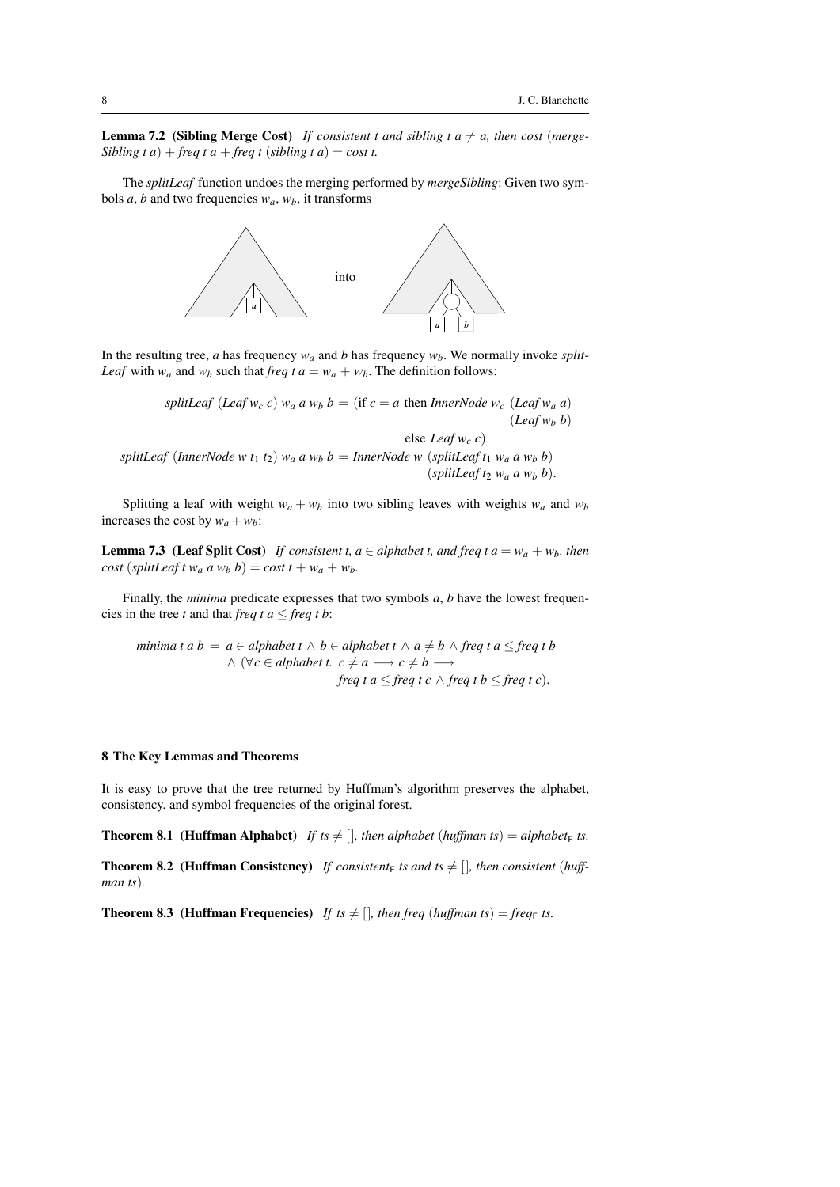**Lemma 7.2 (Sibling Merge Cost)** *If consistent t and sibling t a* $\neq$ *a, then cost* (*merge-Sibling t a*) + *freq t a* + *freq t* (*sibling t a*) = *cost t.*

The *splitLeaf* function undoes the merging performed by *mergeSibling*: Given two symbols $a$, $b$ and two frequencies $w_a$, $w_b$, it transforms

into

In the resulting tree, $a$ has frequency $w_a$ and $b$ has frequency $w_b$. We normally invoke *splitLeaf* with $w_a$ and $w_b$ such that *freq t a* $= w_a + w_b$. The definition follows:

$$\begin{aligned}
&\textit{splitLeaf}\ (\textit{Leaf}\ w_c\ c)\ w_a\ a\ w_b\ b = (\text{if } c = a \text{ then } \textit{InnerNode}\ w_c\ (\textit{Leaf}\ w_a\ a)\ (\textit{Leaf}\ w_b\ b) \\
&\qquad\qquad \text{else } \textit{Leaf}\ w_c\ c) \\
&\textit{splitLeaf}\ (\textit{InnerNode}\ w\ t_1\ t_2)\ w_a\ a\ w_b\ b = \textit{InnerNode}\ w\ (\textit{splitLeaf}\ t_1\ w_a\ a\ w_b\ b)\ (\textit{splitLeaf}\ t_2\ w_a\ a\ w_b\ b).
\end{aligned}$$

Splitting a leaf with weight $w_a + w_b$ into two sibling leaves with weights $w_a$ and $w_b$ increases the cost by $w_a + w_b$:

**Lemma 7.3 (Leaf Split Cost)** *If consistent t,* $a \in$ *alphabet t, and freq t a* $= w_a + w_b$*, then cost* (*splitLeaf t* $w_a$ *a* $w_b$ *b*) = *cost t* + $w_a$ + $w_b$.

Finally, the *minima* predicate expresses that two symbols $a$, $b$ have the lowest frequencies in the tree $t$ and that *freq t a* $\leq$ *freq t b*:

$$\begin{aligned}
\textit{minima}\ t\ a\ b \ = \ & a \in \textit{alphabet}\ t \wedge b \in \textit{alphabet}\ t \wedge a \neq b \wedge \textit{freq}\ t\ a \leq \textit{freq}\ t\ b \\
& \wedge (\forall c \in \textit{alphabet}\ t.\ c \neq a \longrightarrow c \neq b \longrightarrow \\
& \qquad \textit{freq}\ t\ a \leq \textit{freq}\ t\ c \wedge \textit{freq}\ t\ b \leq \textit{freq}\ t\ c).
\end{aligned}$$

## 8 The Key Lemmas and Theorems

It is easy to prove that the tree returned by Huffman's algorithm preserves the alphabet, consistency, and symbol frequencies of the original forest.

**Theorem 8.1 (Huffman Alphabet)** *If ts* $\neq$ [], *then alphabet* (*huffman ts*) = *alphabet*$_\mathsf{F}$ *ts.*

**Theorem 8.2 (Huffman Consistency)** *If consistent*$_\mathsf{F}$ *ts and ts* $\neq$ [], *then consistent* (*huffman ts*).

**Theorem 8.3 (Huffman Frequencies)** *If ts* $\neq$ [], *then freq* (*huffman ts*) = *freq*$_\mathsf{F}$ *ts.*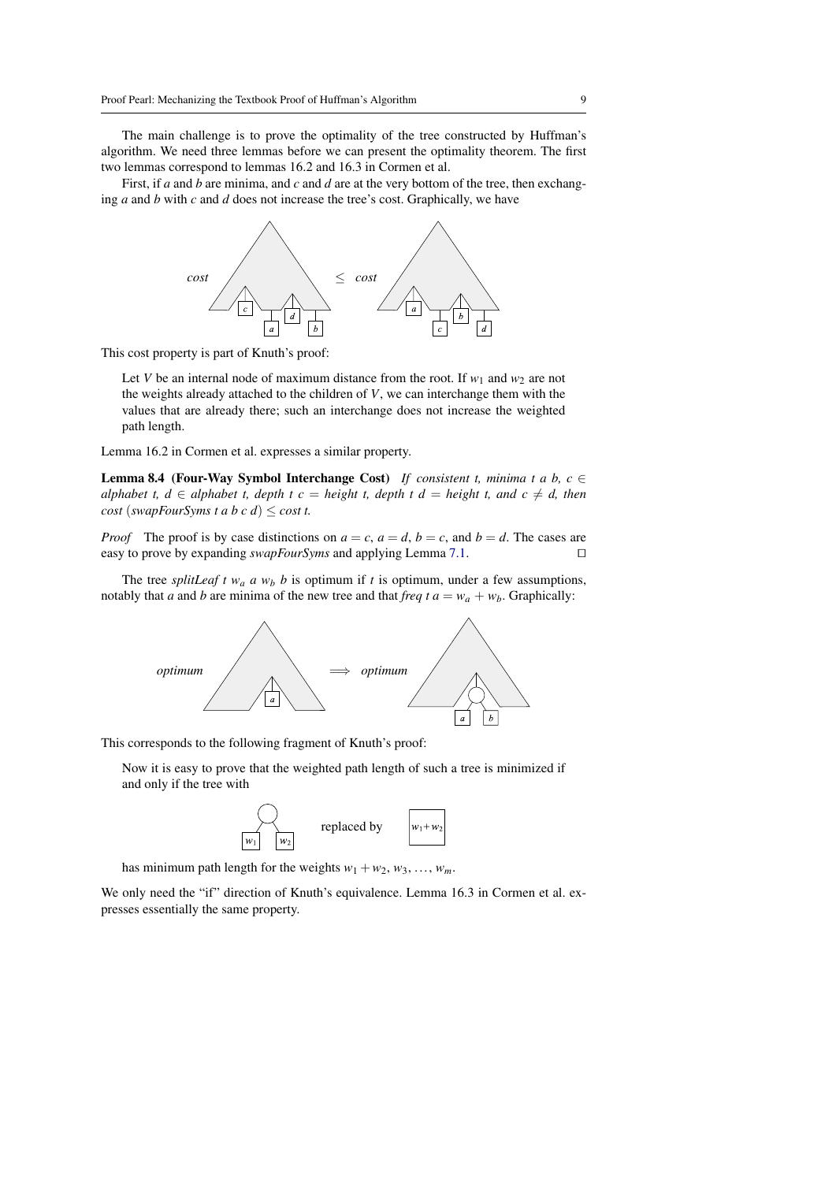The main challenge is to prove the optimality of the tree constructed by Huffman's algorithm. We need three lemmas before we can present the optimality theorem. The first two lemmas correspond to lemmas 16.2 and 16.3 in Cormen et al.

First, if *a* and *b* are minima, and *c* and *d* are at the very bottom of the tree, then exchanging *a* and *b* with *c* and *d* does not increase the tree's cost. Graphically, we have

*cost* [tree with leaves c, d, a, b] $\leq$ *cost* [tree with leaves a, b, c, d]

This cost property is part of Knuth's proof:

> Let $V$ be an internal node of maximum distance from the root. If $w_1$ and $w_2$ are not the weights already attached to the children of $V$, we can interchange them with the values that are already there; such an interchange does not increase the weighted path length.

Lemma 16.2 in Cormen et al. expresses a similar property.

**Lemma 8.4 (Four-Way Symbol Interchange Cost)** *If consistent t, minima t a b, $c \in$ alphabet t, $d \in$ alphabet t, depth t c $=$ height t, depth t d $=$ height t, and $c \neq d$, then cost (swapFourSyms t a b c d) $\leq$ cost t.*

*Proof* The proof is by case distinctions on $a = c$, $a = d$, $b = c$, and $b = d$. The cases are easy to prove by expanding *swapFourSyms* and applying Lemma 7.1. ◻

The tree *splitLeaf t* $w_a$ *a* $w_b$ *b* is optimum if *t* is optimum, under a few assumptions, notably that *a* and *b* are minima of the new tree and that *freq t a* $= w_a + w_b$. Graphically:

*optimum* [tree with leaf a] $\Longrightarrow$ *optimum* [tree with node having leaves a, b]

This corresponds to the following fragment of Knuth's proof:

> Now it is easy to prove that the weighted path length of such a tree is minimized if and only if the tree with
>
> [node with children $w_1$, $w_2$] replaced by [$w_1 + w_2$]
>
> has minimum path length for the weights $w_1 + w_2$, $w_3$, ..., $w_m$.

We only need the "if" direction of Knuth's equivalence. Lemma 16.3 in Cormen et al. expresses essentially the same property.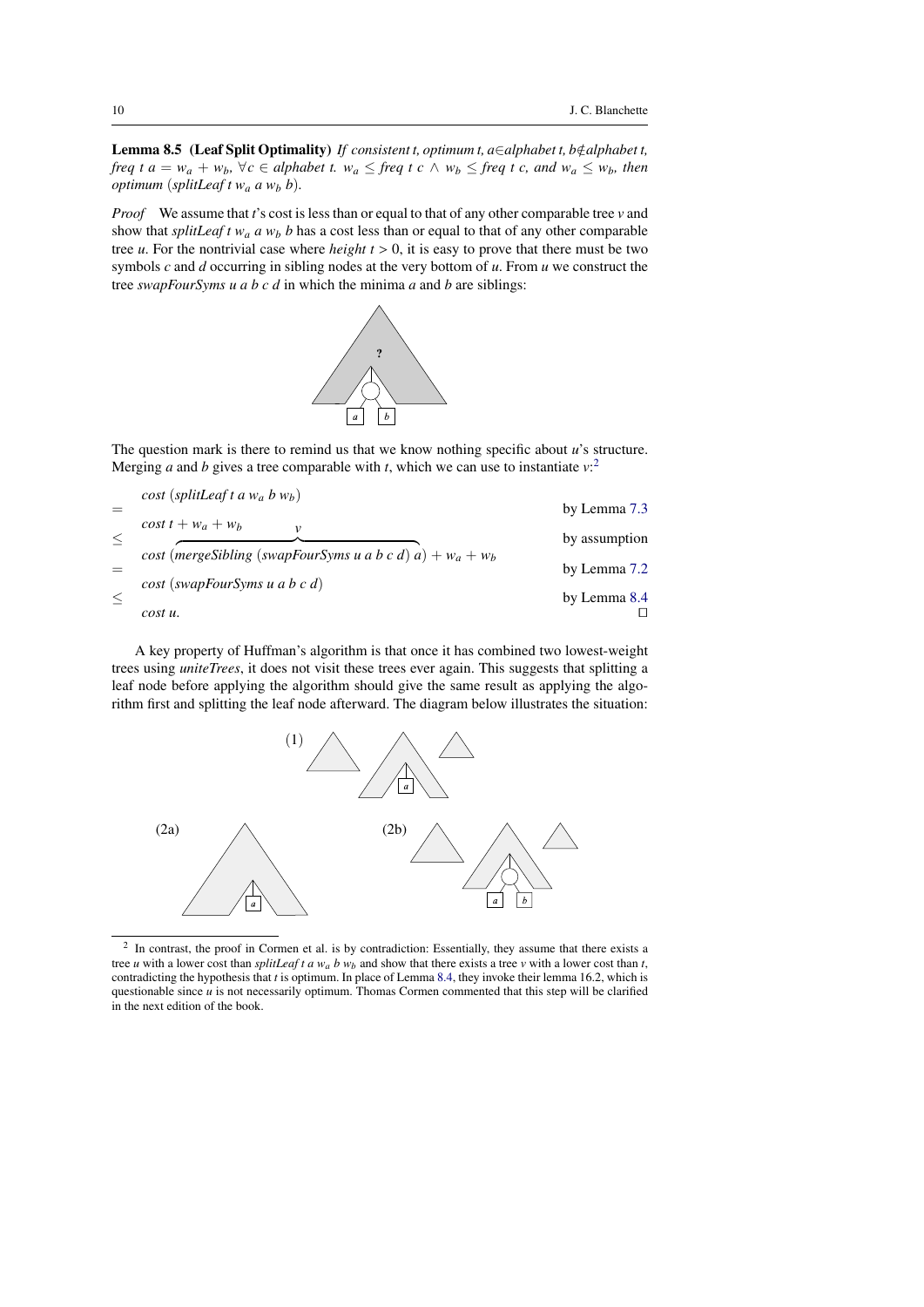**Lemma 8.5 (Leaf Split Optimality)** *If consistent t, optimum t, a*$\in$*alphabet t, b*$\notin$*alphabet t, freq t a* $= w_a + w_b$, $\forall c \in$ *alphabet t.* $w_a \leq$ *freq t c* $\wedge$ $w_b \leq$ *freq t c, and* $w_a \leq w_b$, *then optimum* (*splitLeaf t* $w_a$ *a* $w_b$ *b*).

*Proof* We assume that *t*'s cost is less than or equal to that of any other comparable tree *v* and show that *splitLeaf t* $w_a$ *a* $w_b$ *b* has a cost less than or equal to that of any other comparable tree *u*. For the nontrivial case where *height t* $> 0$, it is easy to prove that there must be two symbols *c* and *d* occurring in sibling nodes at the very bottom of *u*. From *u* we construct the tree *swapFourSyms u a b c d* in which the minima *a* and *b* are siblings:

The question mark is there to remind us that we know nothing specific about *u*'s structure. Merging *a* and *b* gives a tree comparable with *t*, which we can use to instantiate *v*:[2]

$$
\begin{array}{lll}
 & \textit{cost}\ (\textit{splitLeaf}\ t\ a\ w_a\ b\ w_b) & \\
= & & \text{by Lemma 7.3} \\
 & \textit{cost}\ t + w_a + w_b & \\
\leq & & \text{by assumption} \\
 & \textit{cost}\ (\overbrace{\textit{mergeSibling}\ (\textit{swapFourSyms}\ u\ a\ b\ c\ d)\ a}^{v}) + w_a + w_b & \\
= & & \text{by Lemma 7.2} \\
 & \textit{cost}\ (\textit{swapFourSyms}\ u\ a\ b\ c\ d) & \\
\leq & & \text{by Lemma 8.4} \\
 & \textit{cost}\ u. & \square
\end{array}
$$

A key property of Huffman's algorithm is that once it has combined two lowest-weight trees using *uniteTrees*, it does not visit these trees ever again. This suggests that splitting a leaf node before applying the algorithm should give the same result as applying the algorithm first and splitting the leaf node afterward. The diagram below illustrates the situation:

(1)

(2a) (2b)

[2] In contrast, the proof in Cormen et al. is by contradiction: Essentially, they assume that there exists a tree *u* with a lower cost than *splitLeaf t a* $w_a$ *b* $w_b$ and show that there exists a tree *v* with a lower cost than *t*, contradicting the hypothesis that *t* is optimum. In place of Lemma 8.4, they invoke their lemma 16.2, which is questionable since *u* is not necessarily optimum. Thomas Cormen commented that this step will be clarified in the next edition of the book.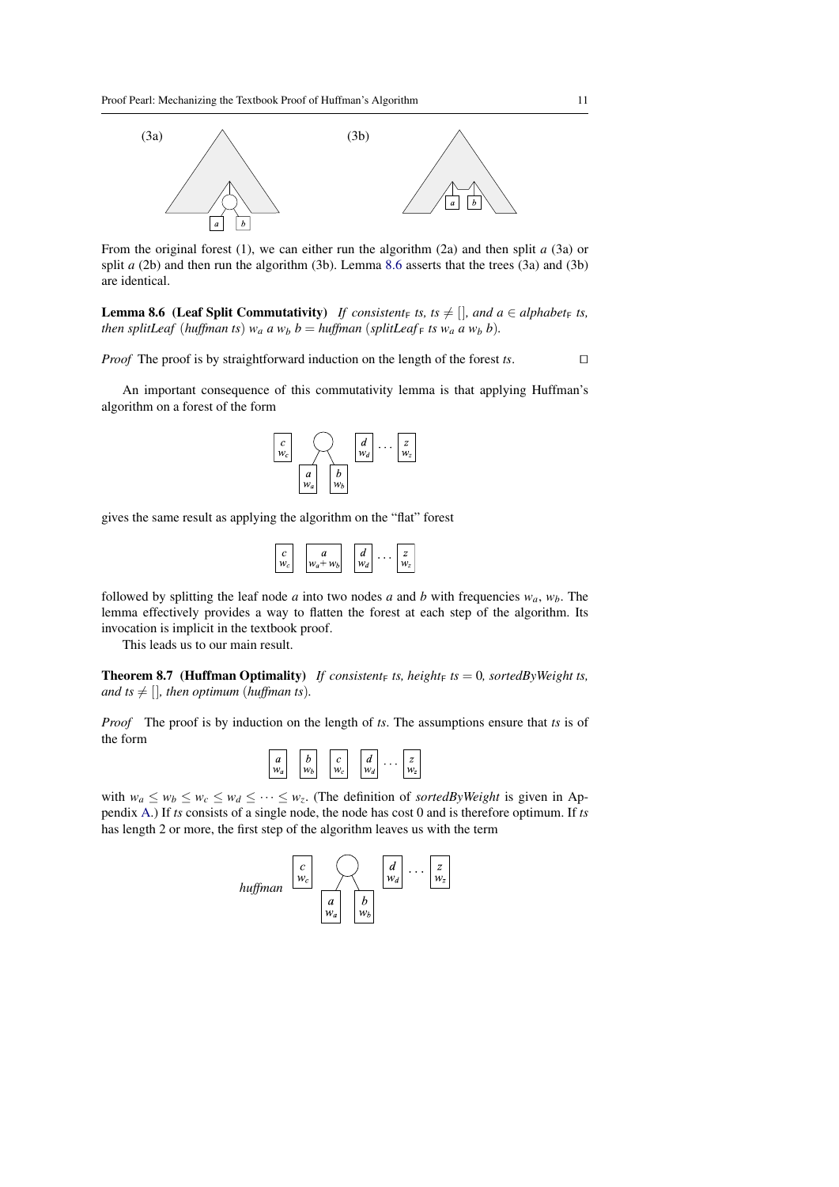From the original forest (1), we can either run the algorithm (2a) and then split $a$ (3a) or split $a$ (2b) and then run the algorithm (3b). Lemma 8.6 asserts that the trees (3a) and (3b) are identical.

**Lemma 8.6 (Leaf Split Commutativity)** *If $consistent_F$ ts, ts $\neq$ [], and $a \in alphabet_F$ ts, then splitLeaf (huffman ts) $w_a$ a $w_b$ b = huffman (splitLeaf$_F$ ts $w_a$ a $w_b$ b).*

*Proof* The proof is by straightforward induction on the length of the forest *ts*. □

An important consequence of this commutativity lemma is that applying Huffman's algorithm on a forest of the form

gives the same result as applying the algorithm on the "flat" forest

followed by splitting the leaf node $a$ into two nodes $a$ and $b$ with frequencies $w_a$, $w_b$. The lemma effectively provides a way to flatten the forest at each step of the algorithm. Its invocation is implicit in the textbook proof.

This leads us to our main result.

**Theorem 8.7 (Huffman Optimality)** *If $consistent_F$ ts, $height_F$ ts = 0, sortedByWeight ts, and ts $\neq$ [], then optimum (huffman ts).*

*Proof* The proof is by induction on the length of *ts*. The assumptions ensure that *ts* is of the form

with $w_a \leq w_b \leq w_c \leq w_d \leq \cdots \leq w_z$. (The definition of *sortedByWeight* is given in Appendix A.) If *ts* consists of a single node, the node has cost 0 and is therefore optimum. If *ts* has length 2 or more, the first step of the algorithm leaves us with the term

*huffman*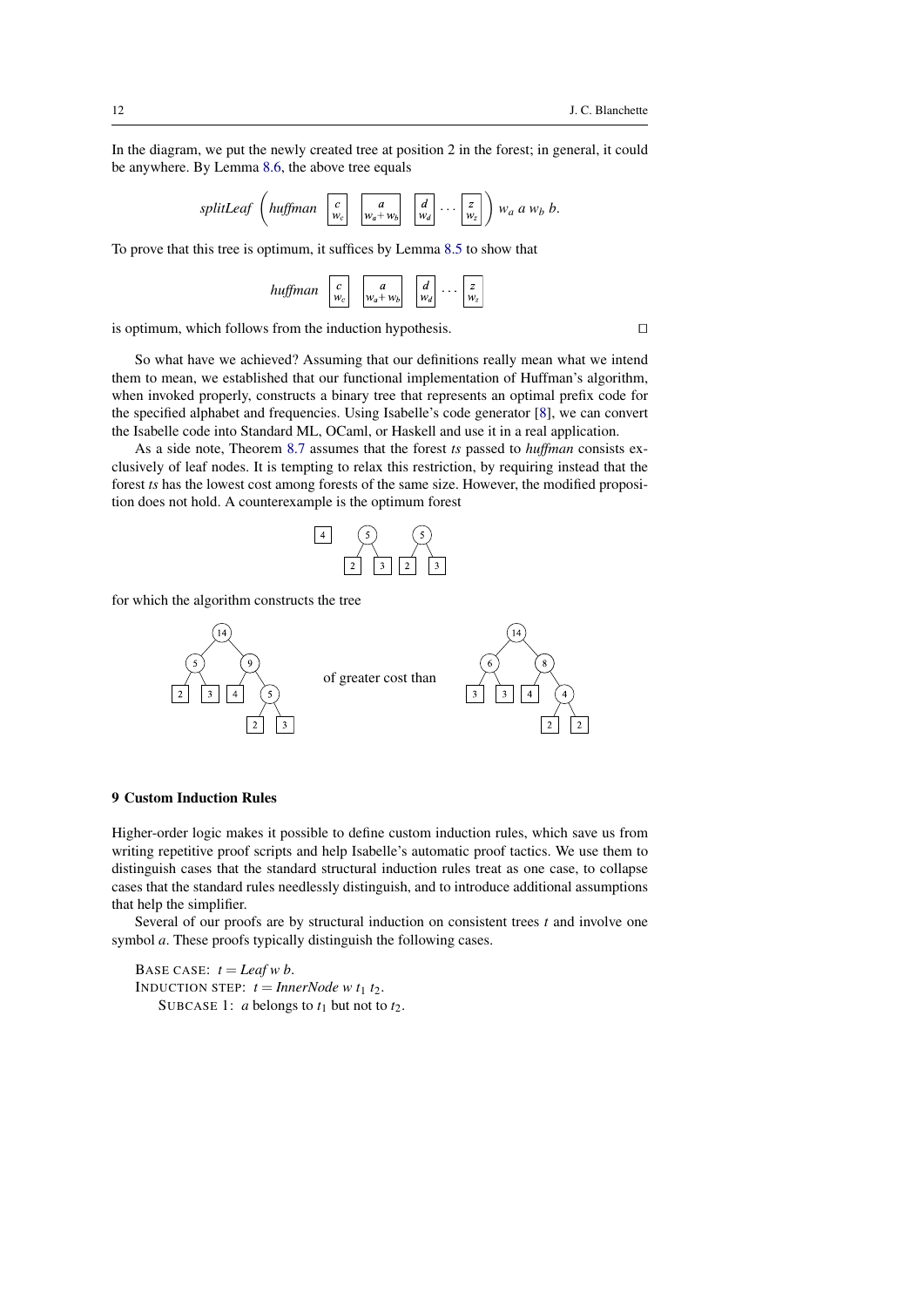In the diagram, we put the newly created tree at position 2 in the forest; in general, it could be anywhere. By Lemma 8.6, the above tree equals

$$\textit{splitLeaf}\ \left(\textit{huffman}\ \ \boxed{\begin{smallmatrix} c \\ w_c \end{smallmatrix}}\ \ \boxed{\begin{smallmatrix} a \\ w_a + w_b \end{smallmatrix}}\ \ \boxed{\begin{smallmatrix} d \\ w_d \end{smallmatrix}}\ \cdots\ \boxed{\begin{smallmatrix} z \\ w_z \end{smallmatrix}}\right)\ w_a\ a\ w_b\ b.$$

To prove that this tree is optimum, it suffices by Lemma 8.5 to show that

$$\textit{huffman}\ \ \boxed{\begin{smallmatrix} c \\ w_c \end{smallmatrix}}\ \ \boxed{\begin{smallmatrix} a \\ w_a + w_b \end{smallmatrix}}\ \ \boxed{\begin{smallmatrix} d \\ w_d \end{smallmatrix}}\ \cdots\ \boxed{\begin{smallmatrix} z \\ w_z \end{smallmatrix}}$$

is optimum, which follows from the induction hypothesis. □

So what have we achieved? Assuming that our definitions really mean what we intend them to mean, we established that our functional implementation of Huffman's algorithm, when invoked properly, constructs a binary tree that represents an optimal prefix code for the specified alphabet and frequencies. Using Isabelle's code generator [8], we can convert the Isabelle code into Standard ML, OCaml, or Haskell and use it in a real application.

As a side note, Theorem 8.7 assumes that the forest *ts* passed to *huffman* consists exclusively of leaf nodes. It is tempting to relax this restriction, by requiring instead that the forest *ts* has the lowest cost among forests of the same size. However, the modified proposition does not hold. A counterexample is the optimum forest

```
 [4]     (5)       (5)
        /   \     /   \
      [2]   [3] [2]   [3]
```

for which the algorithm constructs the tree

```
          (14)                                        (14)
         /    \                                      /    \
      (5)      (9)                                (6)      (8)
     /   \    /   \          of greater cost than /   \    /   \
   [2]  [3] [4]   (5)                          [3]  [3] [4]   (4)
                 /   \                                       /   \
               [2]   [3]                                   [2]   [2]
```

## 9 Custom Induction Rules

Higher-order logic makes it possible to define custom induction rules, which save us from writing repetitive proof scripts and help Isabelle's automatic proof tactics. We use them to distinguish cases that the standard structural induction rules treat as one case, to collapse cases that the standard rules needlessly distinguish, and to introduce additional assumptions that help the simplifier.

Several of our proofs are by structural induction on consistent trees $t$ and involve one symbol $a$. These proofs typically distinguish the following cases.

BASE CASE: $t = \textit{Leaf}\ w\ b$.  
INDUCTION STEP: $t = \textit{InnerNode}\ w\ t_1\ t_2$.  
  SUBCASE 1: $a$ belongs to $t_1$ but not to $t_2$.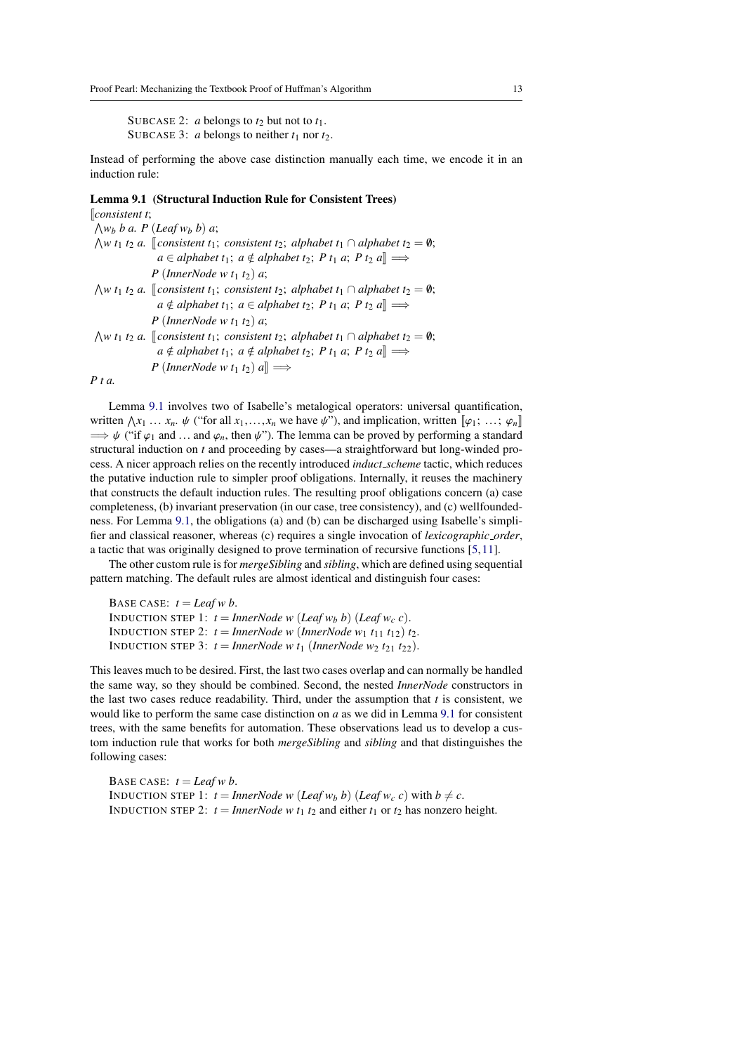SUBCASE 2: $a$ belongs to $t_2$ but not to $t_1$.
SUBCASE 3: $a$ belongs to neither $t_1$ nor $t_2$.

Instead of performing the above case distinction manually each time, we encode it in an induction rule:

**Lemma 9.1 (Structural Induction Rule for Consistent Trees)**

$$
\begin{array}{l}
[\![\textit{consistent } t;\\
\bigwedge w_b\ b\ a.\ P\ (\textit{Leaf } w_b\ b)\ a;\\
\bigwedge w\ t_1\ t_2\ a.\ [\![\textit{consistent } t_1;\ \textit{consistent } t_2;\ \textit{alphabet } t_1 \cap \textit{alphabet } t_2 = \emptyset;\\
\qquad\qquad a \in \textit{alphabet } t_1;\ a \notin \textit{alphabet } t_2;\ P\ t_1\ a;\ P\ t_2\ a]\!] \Longrightarrow\\
\qquad\quad P\ (\textit{InnerNode } w\ t_1\ t_2)\ a;\\
\bigwedge w\ t_1\ t_2\ a.\ [\![\textit{consistent } t_1;\ \textit{consistent } t_2;\ \textit{alphabet } t_1 \cap \textit{alphabet } t_2 = \emptyset;\\
\qquad\qquad a \notin \textit{alphabet } t_1;\ a \in \textit{alphabet } t_2;\ P\ t_1\ a;\ P\ t_2\ a]\!] \Longrightarrow\\
\qquad\quad P\ (\textit{InnerNode } w\ t_1\ t_2)\ a;\\
\bigwedge w\ t_1\ t_2\ a.\ [\![\textit{consistent } t_1;\ \textit{consistent } t_2;\ \textit{alphabet } t_1 \cap \textit{alphabet } t_2 = \emptyset;\\
\qquad\qquad a \notin \textit{alphabet } t_1;\ a \notin \textit{alphabet } t_2;\ P\ t_1\ a;\ P\ t_2\ a]\!] \Longrightarrow\\
\qquad\quad P\ (\textit{InnerNode } w\ t_1\ t_2)\ a]\!] \Longrightarrow\\
P\ t\ a.
\end{array}
$$

Lemma 9.1 involves two of Isabelle's metalogical operators: universal quantification, written $\bigwedge x_1 \ldots x_n.\ \psi$ ("for all $x_1, \ldots, x_n$ we have $\psi$"), and implication, written $[\![\varphi_1;\ \ldots;\ \varphi_n]\!] \Longrightarrow \psi$ ("if $\varphi_1$ and $\ldots$ and $\varphi_n$, then $\psi$"). The lemma can be proved by performing a standard structural induction on $t$ and proceeding by cases—a straightforward but long-winded process. A nicer approach relies on the recently introduced *induct_scheme* tactic, which reduces the putative induction rule to simpler proof obligations. Internally, it reuses the machinery that constructs the default induction rules. The resulting proof obligations concern (a) case completeness, (b) invariant preservation (in our case, tree consistency), and (c) wellfoundedness. For Lemma 9.1, the obligations (a) and (b) can be discharged using Isabelle's simplifier and classical reasoner, whereas (c) requires a single invocation of *lexicographic_order*, a tactic that was originally designed to prove termination of recursive functions [5,11].

The other custom rule is for *mergeSibling* and *sibling*, which are defined using sequential pattern matching. The default rules are almost identical and distinguish four cases:

BASE CASE: $t = \textit{Leaf } w\ b$.
INDUCTION STEP 1: $t = \textit{InnerNode } w\ (\textit{Leaf } w_b\ b)\ (\textit{Leaf } w_c\ c)$.
INDUCTION STEP 2: $t = \textit{InnerNode } w\ (\textit{InnerNode } w_1\ t_{11}\ t_{12})\ t_2$.
INDUCTION STEP 3: $t = \textit{InnerNode } w\ t_1\ (\textit{InnerNode } w_2\ t_{21}\ t_{22})$.

This leaves much to be desired. First, the last two cases overlap and can normally be handled the same way, so they should be combined. Second, the nested *InnerNode* constructors in the last two cases reduce readability. Third, under the assumption that $t$ is consistent, we would like to perform the same case distinction on $a$ as we did in Lemma 9.1 for consistent trees, with the same benefits for automation. These observations lead us to develop a custom induction rule that works for both *mergeSibling* and *sibling* and that distinguishes the following cases:

BASE CASE: $t = \textit{Leaf } w\ b$.
INDUCTION STEP 1: $t = \textit{InnerNode } w\ (\textit{Leaf } w_b\ b)\ (\textit{Leaf } w_c\ c)$ with $b \neq c$.
INDUCTION STEP 2: $t = \textit{InnerNode } w\ t_1\ t_2$ and either $t_1$ or $t_2$ has nonzero height.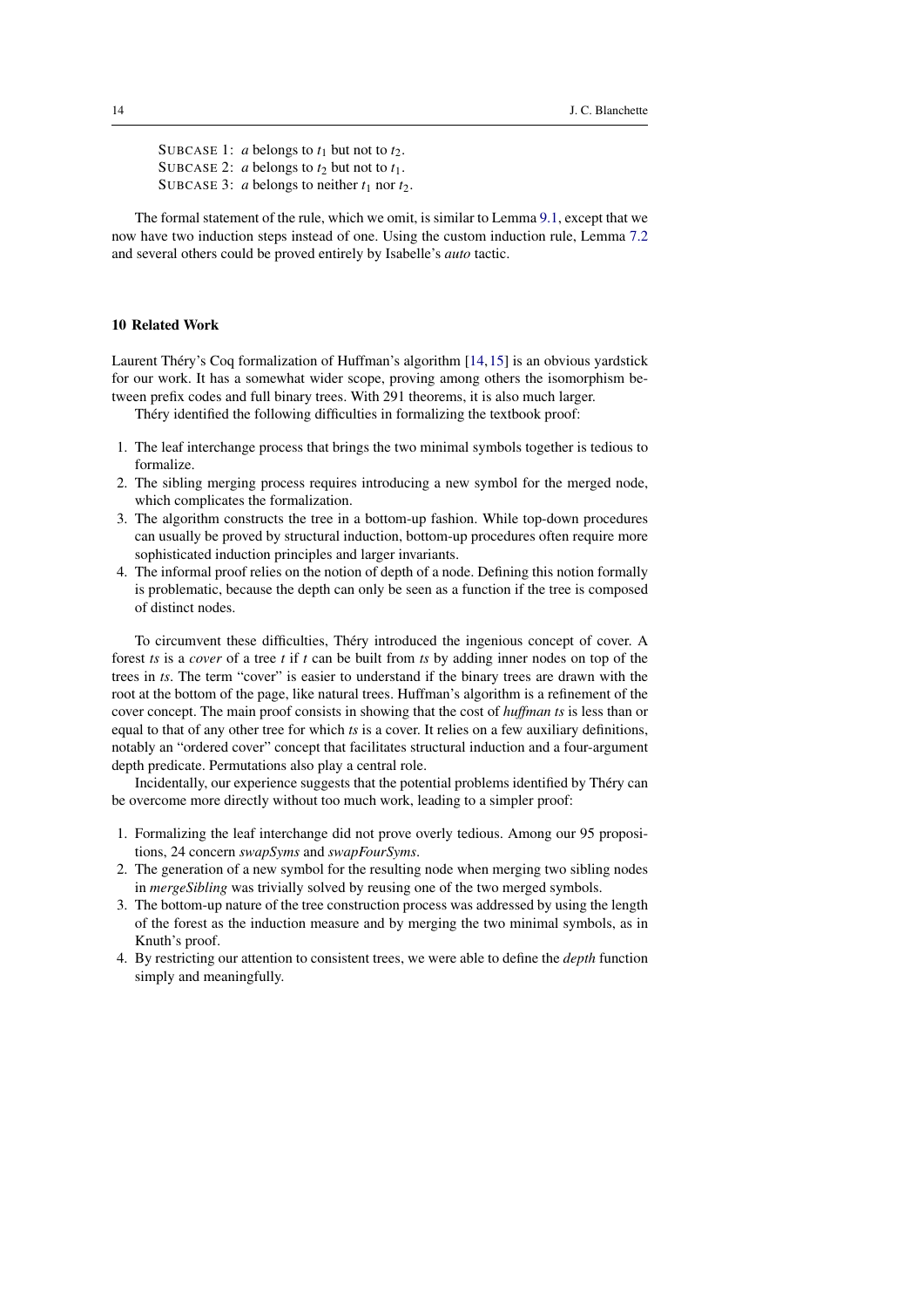SUBCASE 1: $a$ belongs to $t_1$ but not to $t_2$.
SUBCASE 2: $a$ belongs to $t_2$ but not to $t_1$.
SUBCASE 3: $a$ belongs to neither $t_1$ nor $t_2$.

The formal statement of the rule, which we omit, is similar to Lemma 9.1, except that we now have two induction steps instead of one. Using the custom induction rule, Lemma 7.2 and several others could be proved entirely by Isabelle's *auto* tactic.

## 10 Related Work

Laurent Théry's Coq formalization of Huffman's algorithm [14,15] is an obvious yardstick for our work. It has a somewhat wider scope, proving among others the isomorphism between prefix codes and full binary trees. With 291 theorems, it is also much larger.

Théry identified the following difficulties in formalizing the textbook proof:

1. The leaf interchange process that brings the two minimal symbols together is tedious to formalize.
2. The sibling merging process requires introducing a new symbol for the merged node, which complicates the formalization.
3. The algorithm constructs the tree in a bottom-up fashion. While top-down procedures can usually be proved by structural induction, bottom-up procedures often require more sophisticated induction principles and larger invariants.
4. The informal proof relies on the notion of depth of a node. Defining this notion formally is problematic, because the depth can only be seen as a function if the tree is composed of distinct nodes.

To circumvent these difficulties, Théry introduced the ingenious concept of cover. A forest *ts* is a *cover* of a tree *t* if *t* can be built from *ts* by adding inner nodes on top of the trees in *ts*. The term "cover" is easier to understand if the binary trees are drawn with the root at the bottom of the page, like natural trees. Huffman's algorithm is a refinement of the cover concept. The main proof consists in showing that the cost of *huffman ts* is less than or equal to that of any other tree for which *ts* is a cover. It relies on a few auxiliary definitions, notably an "ordered cover" concept that facilitates structural induction and a four-argument depth predicate. Permutations also play a central role.

Incidentally, our experience suggests that the potential problems identified by Théry can be overcome more directly without too much work, leading to a simpler proof:

1. Formalizing the leaf interchange did not prove overly tedious. Among our 95 propositions, 24 concern *swapSyms* and *swapFourSyms*.
2. The generation of a new symbol for the resulting node when merging two sibling nodes in *mergeSibling* was trivially solved by reusing one of the two merged symbols.
3. The bottom-up nature of the tree construction process was addressed by using the length of the forest as the induction measure and by merging the two minimal symbols, as in Knuth's proof.
4. By restricting our attention to consistent trees, we were able to define the *depth* function simply and meaningfully.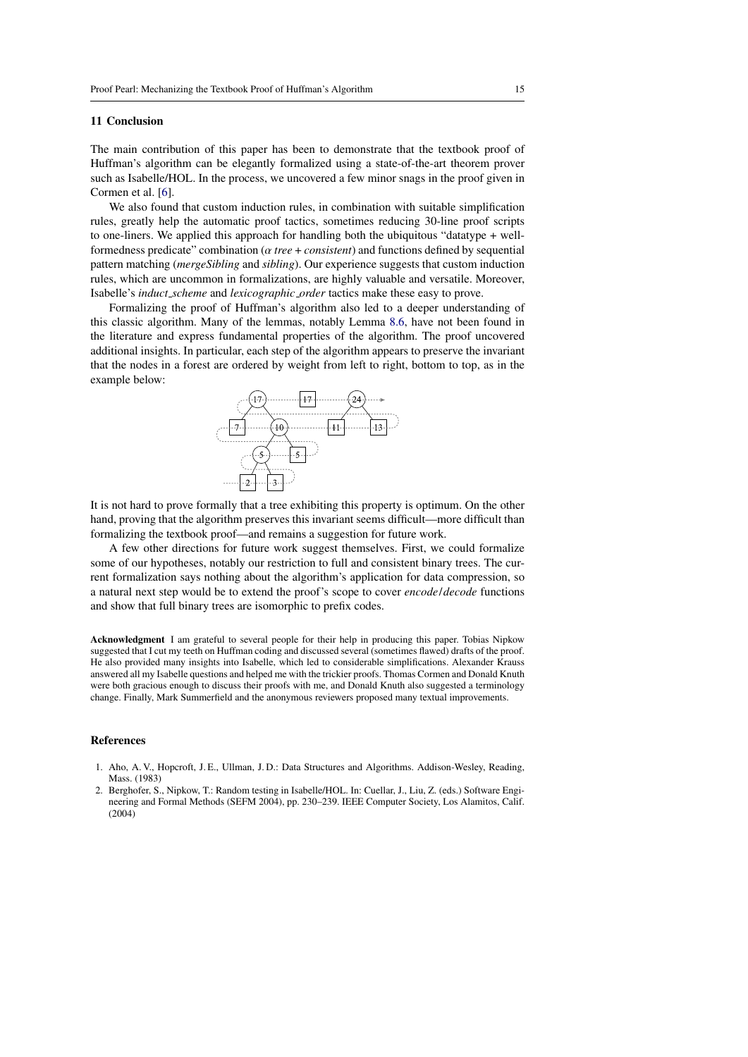## 11 Conclusion

The main contribution of this paper has been to demonstrate that the textbook proof of Huffman's algorithm can be elegantly formalized using a state-of-the-art theorem prover such as Isabelle/HOL. In the process, we uncovered a few minor snags in the proof given in Cormen et al. [6].

We also found that custom induction rules, in combination with suitable simplification rules, greatly help the automatic proof tactics, sometimes reducing 30-line proof scripts to one-liners. We applied this approach for handling both the ubiquitous "datatype + well-formedness predicate" combination ($\alpha$ *tree* + *consistent*) and functions defined by sequential pattern matching (*mergeSibling* and *sibling*). Our experience suggests that custom induction rules, which are uncommon in formalizations, are highly valuable and versatile. Moreover, Isabelle's *induct_scheme* and *lexicographic_order* tactics make these easy to prove.

Formalizing the proof of Huffman's algorithm also led to a deeper understanding of this classic algorithm. Many of the lemmas, notably Lemma 8.6, have not been found in the literature and express fundamental properties of the algorithm. The proof uncovered additional insights. In particular, each step of the algorithm appears to preserve the invariant that the nodes in a forest are ordered by weight from left to right, bottom to top, as in the example below:

It is not hard to prove formally that a tree exhibiting this property is optimum. On the other hand, proving that the algorithm preserves this invariant seems difficult—more difficult than formalizing the textbook proof—and remains a suggestion for future work.

A few other directions for future work suggest themselves. First, we could formalize some of our hypotheses, notably our restriction to full and consistent binary trees. The current formalization says nothing about the algorithm's application for data compression, so a natural next step would be to extend the proof's scope to cover *encode*/*decode* functions and show that full binary trees are isomorphic to prefix codes.

**Acknowledgment** I am grateful to several people for their help in producing this paper. Tobias Nipkow suggested that I cut my teeth on Huffman coding and discussed several (sometimes flawed) drafts of the proof. He also provided many insights into Isabelle, which led to considerable simplifications. Alexander Krauss answered all my Isabelle questions and helped me with the trickier proofs. Thomas Cormen and Donald Knuth were both gracious enough to discuss their proofs with me, and Donald Knuth also suggested a terminology change. Finally, Mark Summerfield and the anonymous reviewers proposed many textual improvements.

## References

1. Aho, A. V., Hopcroft, J. E., Ullman, J. D.: Data Structures and Algorithms. Addison-Wesley, Reading, Mass. (1983)
2. Berghofer, S., Nipkow, T.: Random testing in Isabelle/HOL. In: Cuellar, J., Liu, Z. (eds.) Software Engineering and Formal Methods (SEFM 2004), pp. 230–239. IEEE Computer Society, Los Alamitos, Calif. (2004)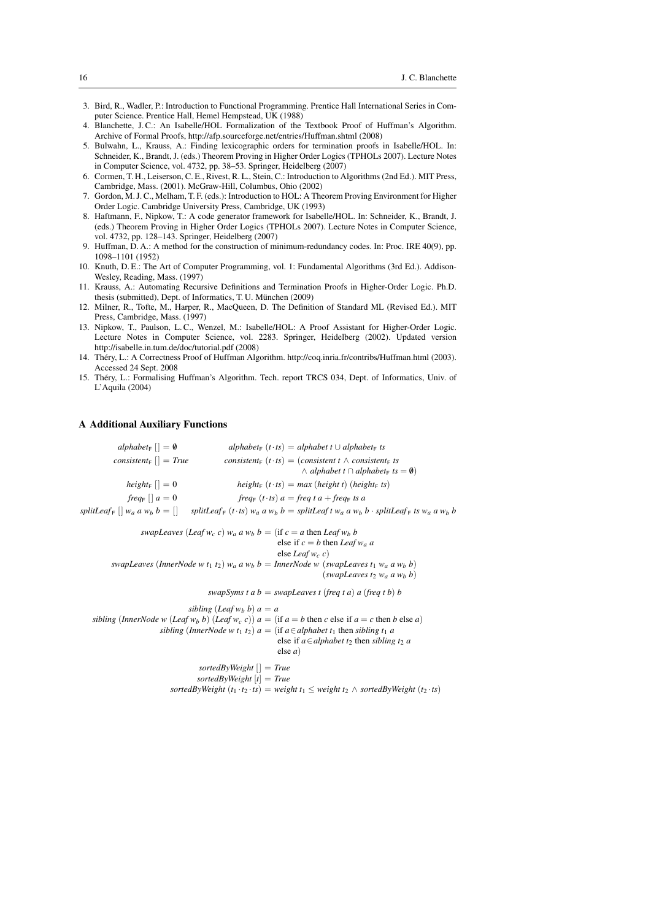3. Bird, R., Wadler, P.: Introduction to Functional Programming. Prentice Hall International Series in Computer Science. Prentice Hall, Hemel Hempstead, UK (1988)
4. Blanchette, J. C.: An Isabelle/HOL Formalization of the Textbook Proof of Huffman's Algorithm. Archive of Formal Proofs, http://afp.sourceforge.net/entries/Huffman.shtml (2008)
5. Bulwahn, L., Krauss, A.: Finding lexicographic orders for termination proofs in Isabelle/HOL. In: Schneider, K., Brandt, J. (eds.) Theorem Proving in Higher Order Logics (TPHOLs 2007). Lecture Notes in Computer Science, vol. 4732, pp. 38–53. Springer, Heidelberg (2007)
6. Cormen, T. H., Leiserson, C. E., Rivest, R. L., Stein, C.: Introduction to Algorithms (2nd Ed.). MIT Press, Cambridge, Mass. (2001). McGraw-Hill, Columbus, Ohio (2002)
7. Gordon, M. J. C., Melham, T. F. (eds.): Introduction to HOL: A Theorem Proving Environment for Higher Order Logic. Cambridge University Press, Cambridge, UK (1993)
8. Haftmann, F., Nipkow, T.: A code generator framework for Isabelle/HOL. In: Schneider, K., Brandt, J. (eds.) Theorem Proving in Higher Order Logics (TPHOLs 2007). Lecture Notes in Computer Science, vol. 4732, pp. 128–143. Springer, Heidelberg (2007)
9. Huffman, D. A.: A method for the construction of minimum-redundancy codes. In: Proc. IRE 40(9), pp. 1098–1101 (1952)
10. Knuth, D. E.: The Art of Computer Programming, vol. 1: Fundamental Algorithms (3rd Ed.). Addison-Wesley, Reading, Mass. (1997)
11. Krauss, A.: Automating Recursive Definitions and Termination Proofs in Higher-Order Logic. Ph.D. thesis (submitted), Dept. of Informatics, T. U. München (2009)
12. Milner, R., Tofte, M., Harper, R., MacQueen, D. The Definition of Standard ML (Revised Ed.). MIT Press, Cambridge, Mass. (1997)
13. Nipkow, T., Paulson, L. C., Wenzel, M.: Isabelle/HOL: A Proof Assistant for Higher-Order Logic. Lecture Notes in Computer Science, vol. 2283. Springer, Heidelberg (2002). Updated version http://isabelle.in.tum.de/doc/tutorial.pdf (2008)
14. Théry, L.: A Correctness Proof of Huffman Algorithm. http://coq.inria.fr/contribs/Huffman.html (2003). Accessed 24 Sept. 2008
15. Théry, L.: Formalising Huffman's Algorithm. Tech. report TRCS 034, Dept. of Informatics, Univ. of L'Aquila (2004)

## A Additional Auxiliary Functions

$$
\begin{aligned}
&\mathit{alphabet}_F\ [] = \emptyset && \mathit{alphabet}_F\ (t \cdot ts) = \mathit{alphabet}\ t \cup \mathit{alphabet}_F\ ts \\
&\mathit{consistent}_F\ [] = \mathit{True} && \mathit{consistent}_F\ (t \cdot ts) = (\mathit{consistent}\ t \wedge \mathit{consistent}_F\ ts \\
& && \qquad \wedge\ \mathit{alphabet}\ t \cap \mathit{alphabet}_F\ ts = \emptyset) \\
&\mathit{height}_F\ [] = 0 && \mathit{height}_F\ (t \cdot ts) = \mathit{max}\ (\mathit{height}\ t)\ (\mathit{height}_F\ ts) \\
&\mathit{freq}_F\ []\ a = 0 && \mathit{freq}_F\ (t \cdot ts)\ a = \mathit{freq}\ t\ a + \mathit{freq}_F\ ts\ a \\
&\mathit{splitLeaf}_F\ []\ w_a\ a\ w_b\ b = [] && \mathit{splitLeaf}_F\ (t \cdot ts)\ w_a\ a\ w_b\ b = \mathit{splitLeaf}\ t\ w_a\ a\ w_b\ b \cdot \mathit{splitLeaf}_F\ ts\ w_a\ a\ w_b\ b
\end{aligned}
$$

$$
\begin{aligned}
\mathit{swapLeaves}\ (\mathit{Leaf}\ w_c\ c)\ w_a\ a\ w_b\ b &= (\text{if } c = a \text{ then } \mathit{Leaf}\ w_b\ b \\
&\qquad \text{else if } c = b \text{ then } \mathit{Leaf}\ w_a\ a \\
&\qquad \text{else } \mathit{Leaf}\ w_c\ c) \\
\mathit{swapLeaves}\ (\mathit{InnerNode}\ w\ t_1\ t_2)\ w_a\ a\ w_b\ b &= \mathit{InnerNode}\ w\ (\mathit{swapLeaves}\ t_1\ w_a\ a\ w_b\ b) \\
&\qquad (\mathit{swapLeaves}\ t_2\ w_a\ a\ w_b\ b)
\end{aligned}
$$

$$
\mathit{swapSyms}\ t\ a\ b = \mathit{swapLeaves}\ t\ (\mathit{freq}\ t\ a)\ a\ (\mathit{freq}\ t\ b)\ b
$$

$$
\begin{aligned}
\mathit{sibling}\ (\mathit{Leaf}\ w_b\ b)\ a &= a \\
\mathit{sibling}\ (\mathit{InnerNode}\ w\ (\mathit{Leaf}\ w_b\ b)\ (\mathit{Leaf}\ w_c\ c))\ a &= (\text{if } a = b \text{ then } c \text{ else if } a = c \text{ then } b \text{ else } a) \\
\mathit{sibling}\ (\mathit{InnerNode}\ w\ t_1\ t_2)\ a &= (\text{if } a \in \mathit{alphabet}\ t_1 \text{ then } \mathit{sibling}\ t_1\ a \\
&\qquad \text{else if } a \in \mathit{alphabet}\ t_2 \text{ then } \mathit{sibling}\ t_2\ a \\
&\qquad \text{else } a)
\end{aligned}
$$

$$
\begin{aligned}
\mathit{sortedByWeight}\ [] &= \mathit{True} \\
\mathit{sortedByWeight}\ [t] &= \mathit{True} \\
\mathit{sortedByWeight}\ (t_1 \cdot t_2 \cdot ts) &= \mathit{weight}\ t_1 \leq \mathit{weight}\ t_2 \wedge \mathit{sortedByWeight}\ (t_2 \cdot ts)
\end{aligned}
$$